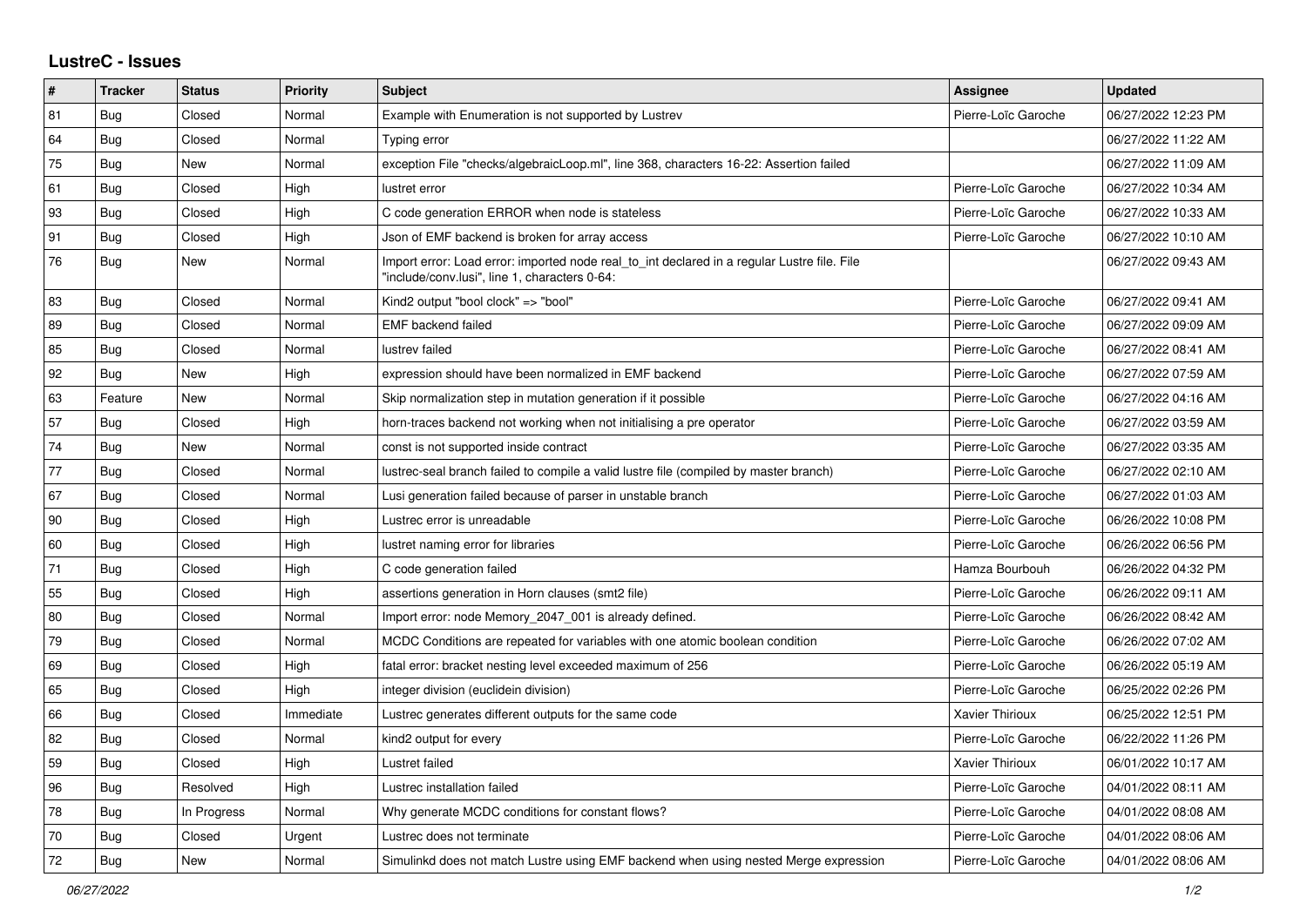# LustreC - Issues

| # | Tracker | Status | Priority | Subject | Assignee | Updated |
|---|---|---|---|---|---|---|
| 81 | Bug | Closed | Normal | Example with Enumeration is not supported by Lustrev | Pierre-Loïc Garoche | 06/27/2022 12:23 PM |
| 64 | Bug | Closed | Normal | Typing error | | 06/27/2022 11:22 AM |
| 75 | Bug | New | Normal | exception File "checks/algebraicLoop.ml", line 368, characters 16-22: Assertion failed | | 06/27/2022 11:09 AM |
| 61 | Bug | Closed | High | lustret error | Pierre-Loïc Garoche | 06/27/2022 10:34 AM |
| 93 | Bug | Closed | High | C code generation ERROR when node is stateless | Pierre-Loïc Garoche | 06/27/2022 10:33 AM |
| 91 | Bug | Closed | High | Json of EMF backend is broken for array access | Pierre-Loïc Garoche | 06/27/2022 10:10 AM |
| 76 | Bug | New | Normal | Import error: Load error: imported node real_to_int declared in a regular Lustre file. File "include/conv.lusi", line 1, characters 0-64: | | 06/27/2022 09:43 AM |
| 83 | Bug | Closed | Normal | Kind2 output "bool clock" => "bool" | Pierre-Loïc Garoche | 06/27/2022 09:41 AM |
| 89 | Bug | Closed | Normal | EMF backend failed | Pierre-Loïc Garoche | 06/27/2022 09:09 AM |
| 85 | Bug | Closed | Normal | lustrev failed | Pierre-Loïc Garoche | 06/27/2022 08:41 AM |
| 92 | Bug | New | High | expression should have been normalized in EMF backend | Pierre-Loïc Garoche | 06/27/2022 07:59 AM |
| 63 | Feature | New | Normal | Skip normalization step in mutation generation if it possible | Pierre-Loïc Garoche | 06/27/2022 04:16 AM |
| 57 | Bug | Closed | High | horn-traces backend not working when not initialising a pre operator | Pierre-Loïc Garoche | 06/27/2022 03:59 AM |
| 74 | Bug | New | Normal | const is not supported inside contract | Pierre-Loïc Garoche | 06/27/2022 03:35 AM |
| 77 | Bug | Closed | Normal | lustrec-seal branch failed to compile a valid lustre file (compiled by master branch) | Pierre-Loïc Garoche | 06/27/2022 02:10 AM |
| 67 | Bug | Closed | Normal | Lusi generation failed because of parser in unstable branch | Pierre-Loïc Garoche | 06/27/2022 01:03 AM |
| 90 | Bug | Closed | High | Lustrec error is unreadable | Pierre-Loïc Garoche | 06/26/2022 10:08 PM |
| 60 | Bug | Closed | High | lustret naming error for libraries | Pierre-Loïc Garoche | 06/26/2022 06:56 PM |
| 71 | Bug | Closed | High | C code generation failed | Hamza Bourbouh | 06/26/2022 04:32 PM |
| 55 | Bug | Closed | High | assertions generation in Horn clauses (smt2 file) | Pierre-Loïc Garoche | 06/26/2022 09:11 AM |
| 80 | Bug | Closed | Normal | Import error: node Memory_2047_001 is already defined. | Pierre-Loïc Garoche | 06/26/2022 08:42 AM |
| 79 | Bug | Closed | Normal | MCDC Conditions are repeated for variables with one atomic boolean condition | Pierre-Loïc Garoche | 06/26/2022 07:02 AM |
| 69 | Bug | Closed | High | fatal error: bracket nesting level exceeded maximum of 256 | Pierre-Loïc Garoche | 06/26/2022 05:19 AM |
| 65 | Bug | Closed | High | integer division (euclidein division) | Pierre-Loïc Garoche | 06/25/2022 02:26 PM |
| 66 | Bug | Closed | Immediate | Lustrec generates different outputs for the same code | Xavier Thirioux | 06/25/2022 12:51 PM |
| 82 | Bug | Closed | Normal | kind2 output for every | Pierre-Loïc Garoche | 06/22/2022 11:26 PM |
| 59 | Bug | Closed | High | Lustret failed | Xavier Thirioux | 06/01/2022 10:17 AM |
| 96 | Bug | Resolved | High | Lustrec installation failed | Pierre-Loïc Garoche | 04/01/2022 08:11 AM |
| 78 | Bug | In Progress | Normal | Why generate MCDC conditions for constant flows? | Pierre-Loïc Garoche | 04/01/2022 08:08 AM |
| 70 | Bug | Closed | Urgent | Lustrec does not terminate | Pierre-Loïc Garoche | 04/01/2022 08:06 AM |
| 72 | Bug | New | Normal | Simulinkd does not match Lustre using EMF backend when using nested Merge expression | Pierre-Loïc Garoche | 04/01/2022 08:06 AM |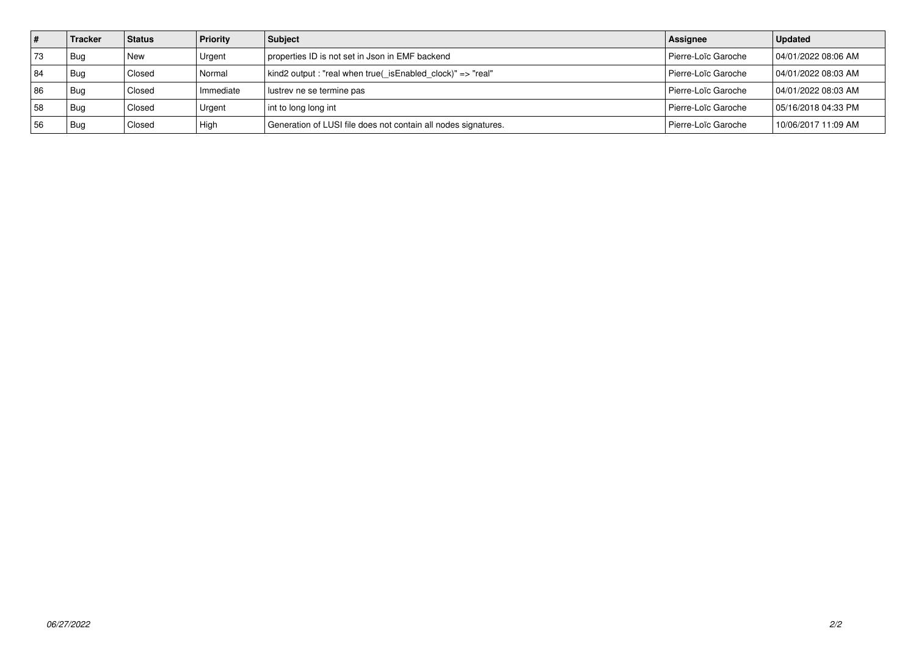| # | Tracker | Status | Priority | Subject | Assignee | Updated |
|---|---|---|---|---|---|---|
| 73 | Bug | New | Urgent | properties ID is not set in Json in EMF backend | Pierre-Loïc Garoche | 04/01/2022 08:06 AM |
| 84 | Bug | Closed | Normal | kind2 output : "real when true(_isEnabled_clock)" => "real" | Pierre-Loïc Garoche | 04/01/2022 08:03 AM |
| 86 | Bug | Closed | Immediate | lustrev ne se termine pas | Pierre-Loïc Garoche | 04/01/2022 08:03 AM |
| 58 | Bug | Closed | Urgent | int to long long int | Pierre-Loïc Garoche | 05/16/2018 04:33 PM |
| 56 | Bug | Closed | High | Generation of LUSI file does not contain all nodes signatures. | Pierre-Loïc Garoche | 10/06/2017 11:09 AM |